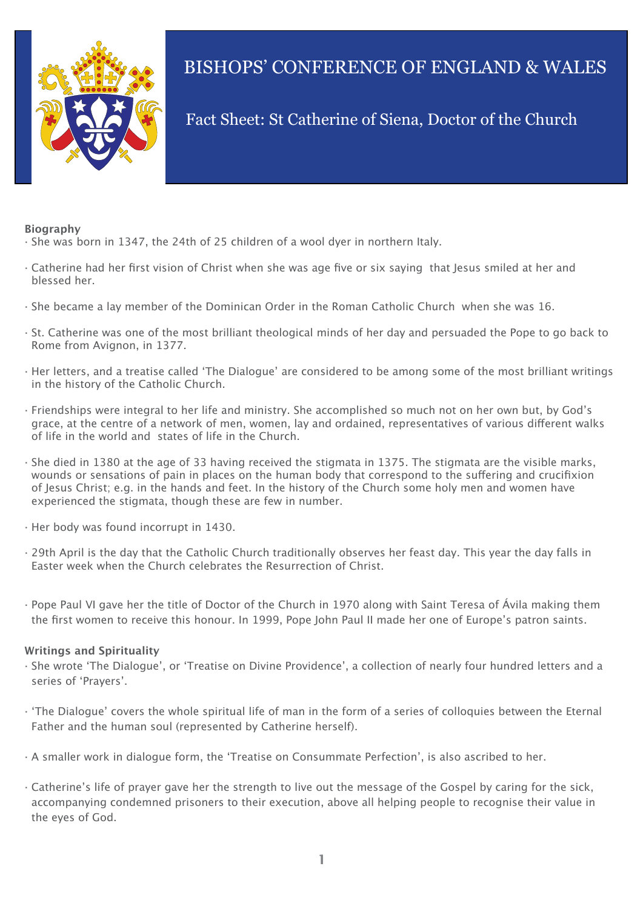# BISHOPS' CONFERENCE OF ENGLAND & WALES

## Fact Sheet: St Catherine of Siena, Doctor of the Church

**Biography**

- She was born in 1347, the 24th of 25 children of a wool dyer in northern Italy.
- Catherine had her first vision of Christ when she was age five or six saying that Jesus smiled at her and blessed her.
- She became a lay member of the Dominican Order in the Roman Catholic Church when she was 16.
- St. Catherine was one of the most brilliant theological minds of her day and persuaded the Pope to go back to Rome from Avignon, in 1377.
- Her letters, and a treatise called 'The Dialogue' are considered to be among some of the most brilliant writings in the history of the Catholic Church.
- Friendships were integral to her life and ministry. She accomplished so much not on her own but, by God's grace, at the centre of a network of men, women, lay and ordained, representatives of various different walks of life in the world and states of life in the Church.
- She died in 1380 at the age of 33 having received the stigmata in 1375. The stigmata are the visible marks, wounds or sensations of pain in places on the human body that correspond to the suffering and crucifixion of Jesus Christ; e.g. in the hands and feet. In the history of the Church some holy men and women have experienced the stigmata, though these are few in number.
- Her body was found incorrupt in 1430.
- 29th April is the day that the Catholic Church traditionally observes her feast day. This year the day falls in Easter week when the Church celebrates the Resurrection of Christ.
- Pope Paul VI gave her the title of Doctor of the Church in 1970 along with Saint Teresa of Ávila making them the first women to receive this honour. In 1999, Pope John Paul II made her one of Europe's patron saints.

**Writings and Spirituality**

- She wrote 'The Dialogue', or 'Treatise on Divine Providence', a collection of nearly four hundred letters and a series of 'Prayers'.
- 'The Dialogue' covers the whole spiritual life of man in the form of a series of colloquies between the Eternal Father and the human soul (represented by Catherine herself).
- A smaller work in dialogue form, the 'Treatise on Consummate Perfection', is also ascribed to her.
- Catherine's life of prayer gave her the strength to live out the message of the Gospel by caring for the sick, accompanying condemned prisoners to their execution, above all helping people to recognise their value in the eyes of God.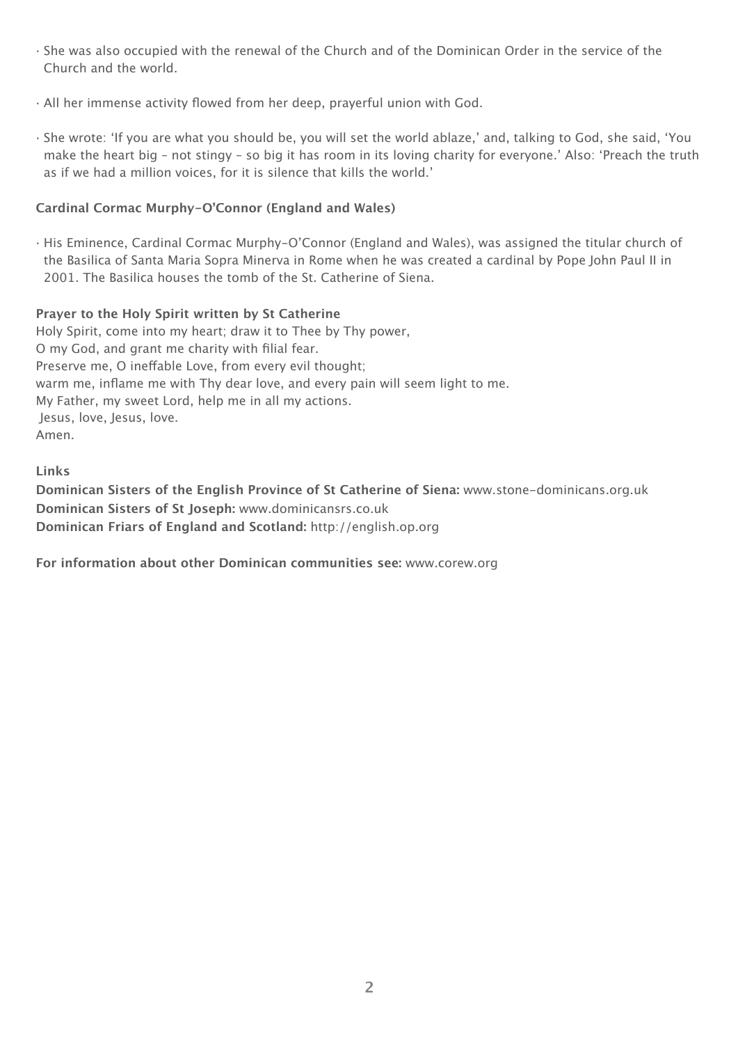- She was also occupied with the renewal of the Church and of the Dominican Order in the service of the Church and the world.
- All her immense activity flowed from her deep, prayerful union with God.
- She wrote: 'If you are what you should be, you will set the world ablaze,' and, talking to God, she said, 'You make the heart big – not stingy – so big it has room in its loving charity for everyone.' Also: 'Preach the truth as if we had a million voices, for it is silence that kills the world.'

**Cardinal Cormac Murphy-O'Connor (England and Wales)**

- His Eminence, Cardinal Cormac Murphy-O'Connor (England and Wales), was assigned the titular church of the Basilica of Santa Maria Sopra Minerva in Rome when he was created a cardinal by Pope John Paul II in 2001. The Basilica houses the tomb of the St. Catherine of Siena.

**Prayer to the Holy Spirit written by St Catherine**

Holy Spirit, come into my heart; draw it to Thee by Thy power,
O my God, and grant me charity with filial fear.
Preserve me, O ineffable Love, from every evil thought;
warm me, inflame me with Thy dear love, and every pain will seem light to me.
My Father, my sweet Lord, help me in all my actions.
Jesus, love, Jesus, love.
Amen.

**Links**

**Dominican Sisters of the English Province of St Catherine of Siena:** www.stone-dominicans.org.uk
**Dominican Sisters of St Joseph:** www.dominicansrs.co.uk
**Dominican Friars of England and Scotland:** http://english.op.org

**For information about other Dominican communities see:** www.corew.org